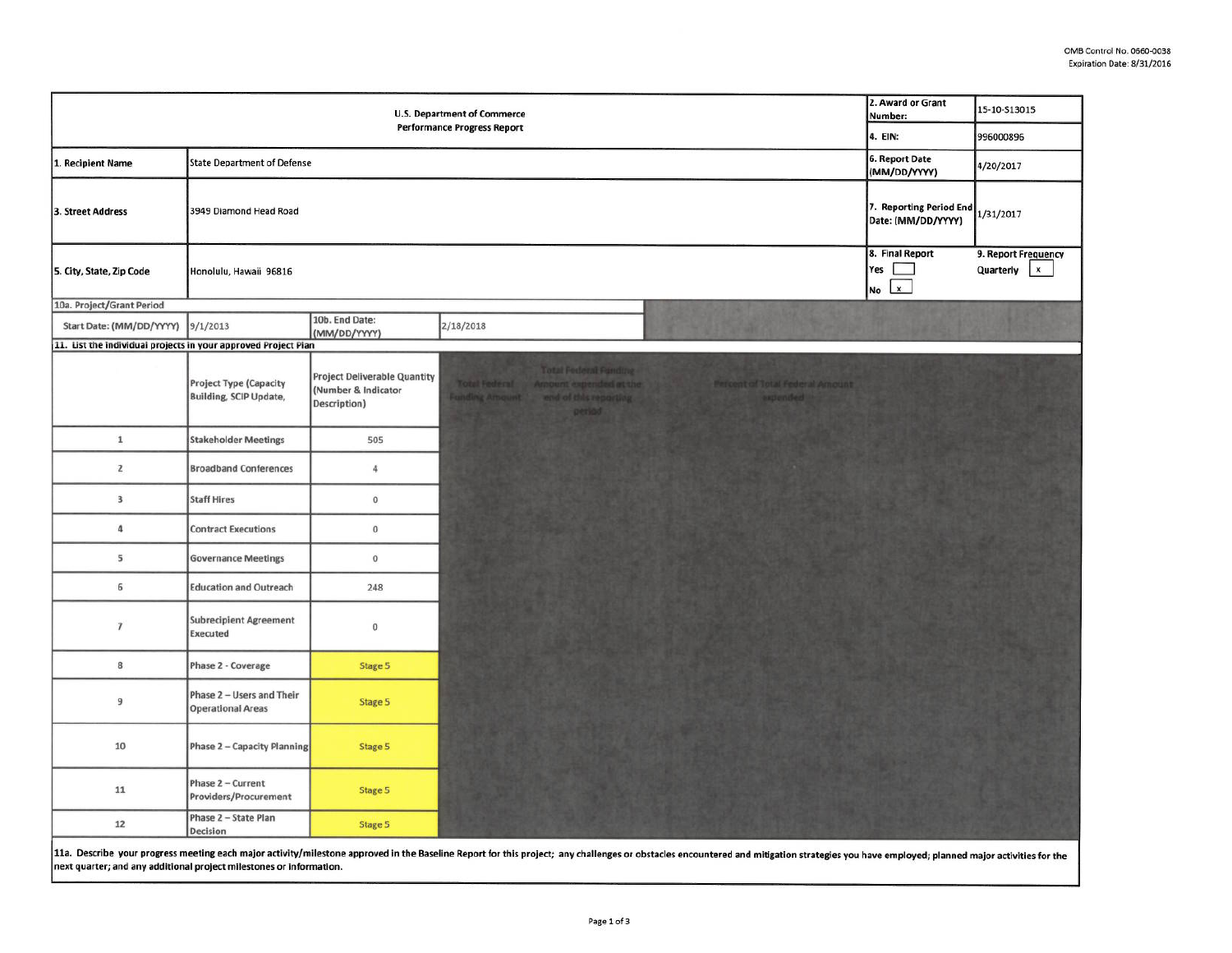OMB Control No. 0660-0038
Expiration Date: 8/31/2016

| U.S. Department of Commerce Performance Progress Report | | 2. Award or Grant Number: | 15-10-S13015 |
|---|---|---|---|
| | | 4. EIN: | 996000896 |
| 1. Recipient Name | State Department of Defense | 6. Report Date (MM/DD/YYYY) | 4/20/2017 |
| 3. Street Address | 3949 Diamond Head Road | 7. Reporting Period End Date: (MM/DD/YYYY) | 1/31/2017 |
| 5. City, State, Zip Code | Honolulu, Hawaii 96816 | 8. Final Report Yes [ ] No [x] | 9. Report Frequency Quarterly [x] |

**10a. Project/Grant Period**

| Start Date: (MM/DD/YYYY) | 9/1/2013 | 10b. End Date: (MM/DD/YYYY) | 2/18/2018 |
|---|---|---|---|

**11. List the individual projects in your approved Project Plan**

| | Project Type (Capacity Building, SCIP Update, | Project Deliverable Quantity (Number & Indicator Description) | Total Federal Funding Amount | Total Federal Funding Amount expended at the end of this reporting period | Percent of Total Federal Amount expended |
|---|---|---|---|---|---|
| 1 | Stakeholder Meetings | 505 | | | |
| 2 | Broadband Conferences | 4 | | | |
| 3 | Staff Hires | 0 | | | |
| 4 | Contract Executions | 0 | | | |
| 5 | Governance Meetings | 0 | | | |
| 6 | Education and Outreach | 248 | | | |
| 7 | Subrecipient Agreement Executed | 0 | | | |
| 8 | Phase 2 - Coverage | Stage 5 | | | |
| 9 | Phase 2 – Users and Their Operational Areas | Stage 5 | | | |
| 10 | Phase 2 – Capacity Planning | Stage 5 | | | |
| 11 | Phase 2 – Current Providers/Procurement | Stage 5 | | | |
| 12 | Phase 2 – State Plan Decision | Stage 5 | | | |

**11a. Describe your progress meeting each major activity/milestone approved in the Baseline Report for this project; any challenges or obstacles encountered and mitigation strategies you have employed; planned major activities for the next quarter; and any additional project milestones or information.**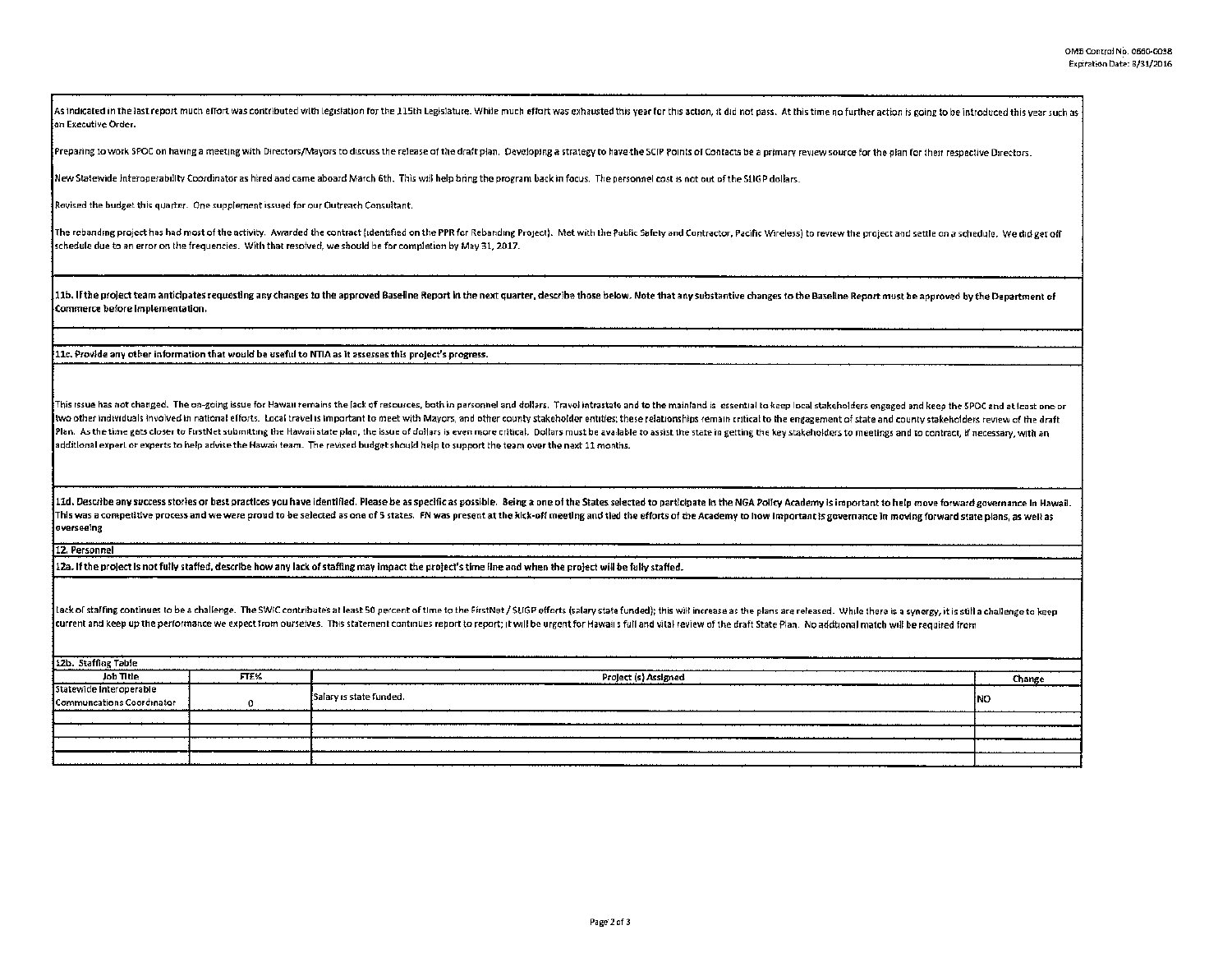As indicated in the last report much effort was contributed with legislation for the 115th Legislature. While much effort was exhausted this year for this action, it did not pass. At this time no further action is going to be introduced this year such as an Executive Order.

Preparing to work SPOC on having a meeting with Directors/Mayors to discuss the release of the draft plan. Developing a strategy to have the SCIP Points of Contacts be a primary review source for the plan for their respective Directors.

New Statewide Interoperability Coordinator as hired and came aboard March 6th. This will help bring the program back in focus. The personnel cost is not out of the SLIGP dollars.

Revised the budget this quarter. One supplement issued for our Outreach Consultant.

The rebanding project has had most of the activity. Awarded the contract (identified on the PPR for Rebanding Project). Met with the Public Safety and Contractor, Pacific Wireless) to review the project and settle on a schedule. We did get off schedule due to an error on the frequencies. With that resolved, we should be for completion by May 31, 2017.

**11b. If the project team anticipates requesting any changes to the approved Baseline Report in the next quarter, describe those below. Note that any substantive changes to the Baseline Report must be approved by the Department of Commerce before implementation.**

**11c. Provide any other information that would be useful to NTIA as it assesses this project's progress.**

This issue has not changed. The on-going issue for Hawaii remains the lack of resources, both in personnel and dollars. Travel intrastate and to the mainland is essential to keep local stakeholders engaged and keep the SPOC and at least one or two other individuals involved in national efforts. Local travel is important to meet with Mayors, and other county stakeholder entities; these relationships remain critical to the engagement of state and county stakeholders review of the draft Plan. As the time gets closer to FirstNet submitting the Hawaii state plan, the issue of dollars is even more critical. Dollars must be available to assist the state in getting the key stakeholders to meetings and to contract, if necessary, with an additional expert or experts to help advise the Hawaii team. The revised budget should help to support the team over the next 11 months.

**11d. Describe any success stories or best practices you have identified. Please be as specific as possible.** Being a one of the States selected to participate in the NGA Policy Academy is important to help move forward governance in Hawaii. This was a competitive process and we were proud to be selected as one of 5 states. FN was present at the kick-off meeting and tied the efforts of the Academy to how important is governance in moving forward state plans, as well as overseeing

**12. Personnel**

**12a. If the project is not fully staffed, describe how any lack of staffing may impact the project's time line and when the project will be fully staffed.**

Lack of staffing continues to be a challenge. The SWIC contributes at least 50 percent of time to the FirstNet / SLIGP efforts (salary state funded); this will increase as the plans are released. While there is a synergy, it is still a challenge to keep current and keep up the performance we expect from ourselves. This statement continues report to report; it will be urgent for Hawaii s full and vital review of the draft State Plan. No addtional match will be required from

**12b. Staffing Table**

| Job Title | FTE% | Project (s) Assigned | Change |
|---|---|---|---|
| Statewide Interoperable Communcations Coordinator | 0 | Salary is state funded. | NO |
| | | | |
| | | | |
| | | | |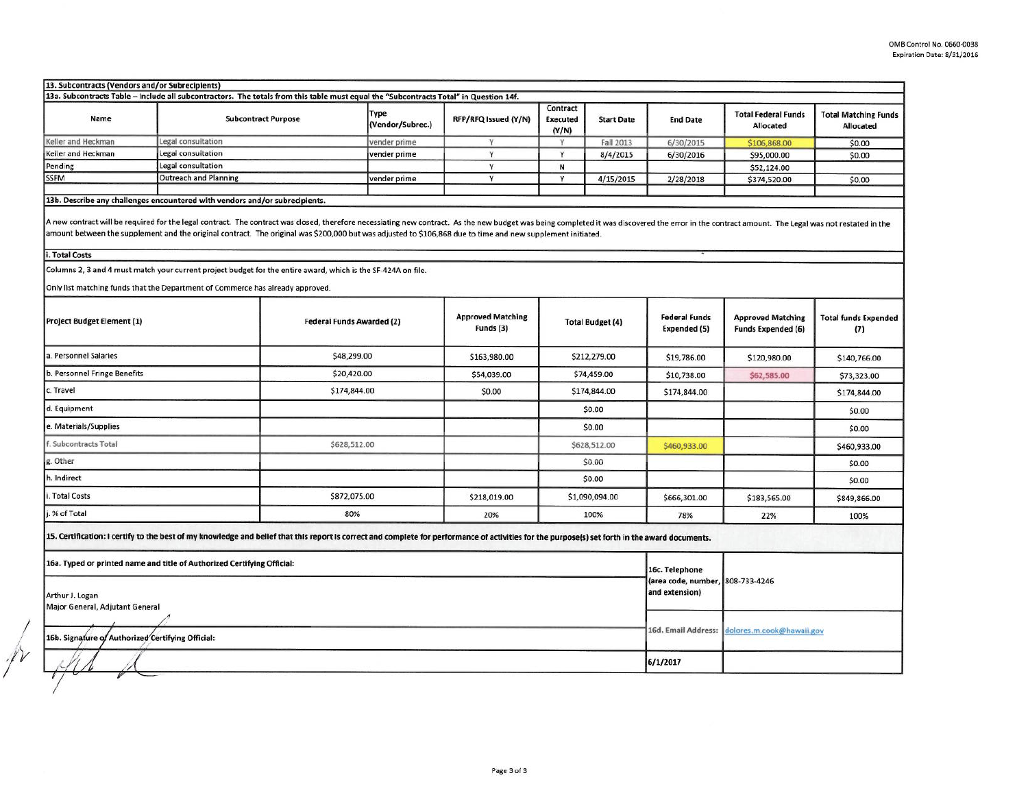OMB Control No. 0660-0038
Expiration Date: 8/31/2016

## 13. Subcontracts (Vendors and/or Subrecipients)

### 13a. Subcontracts Table – Include all subcontractors. The totals from this table must equal the "Subcontracts Total" in Question 14f.

| Name | Subcontract Purpose | Type (Vendor/Subrec.) | RFP/RFQ Issued (Y/N) | Contract Executed (Y/N) | Start Date | End Date | Total Federal Funds Allocated | Total Matching Funds Allocated |
|---|---|---|---|---|---|---|---|---|
| Keller and Heckman | Legal consultation | vender prime | Y | Y | Fall 2013 | 6/30/2015 | $106,868.00 | $0.00 |
| Keller and Heckman | Legal consultation | vender prime | Y | Y | 8/4/2015 | 6/30/2016 | $95,000.00 | $0.00 |
| Pending | Legal consultation | | Y | N | | | $52,124.00 | |
| SSFM | Outreach and Planning | vender prime | Y | Y | 4/15/2015 | 2/28/2018 | $374,520.00 | $0.00 |
| | | | | | | | | |

### 13b. Describe any challenges encountered with vendors and/or subrecipients.

A new contract will be required for the legal contract. The contract was closed, therefore necessiating new contract. As the new budget was being completed it was discovered the error in the contract amount. The Legal was not restated in the amount between the supplement and the original contract. The original was $200,000 but was adjusted to $106,868 due to time and new supplement initiated.

### i. Total Costs

Columns 2, 3 and 4 must match your current project budget for the entire award, which is the SF-424A on file.

Only list matching funds that the Department of Commerce has already approved.

| Project Budget Element (1) | Federal Funds Awarded (2) | Approved Matching Funds (3) | Total Budget (4) | Federal Funds Expended (5) | Approved Matching Funds Expended (6) | Total funds Expended (7) |
|---|---|---|---|---|---|---|
| a. Personnel Salaries | $48,299.00 | $163,980.00 | $212,279.00 | $19,786.00 | $120,980.00 | $140,766.00 |
| b. Personnel Fringe Benefits | $20,420.00 | $54,039.00 | $74,459.00 | $10,738.00 | $62,585.00 | $73,323.00 |
| c. Travel | $174,844.00 | $0.00 | $174,844.00 | $174,844.00 | | $174,844.00 |
| d. Equipment | | | $0.00 | | | $0.00 |
| e. Materials/Supplies | | | $0.00 | | | $0.00 |
| f. Subcontracts Total | $628,512.00 | | $628,512.00 | $460,933.00 | | $460,933.00 |
| g. Other | | | $0.00 | | | $0.00 |
| h. Indirect | | | $0.00 | | | $0.00 |
| i. Total Costs | $872,075.00 | $218,019.00 | $1,090,094.00 | $666,301.00 | $183,565.00 | $849,866.00 |
| j. % of Total | 80% | 20% | 100% | 78% | 22% | 100% |

**15. Certification: I certify to the best of my knowledge and belief that this report is correct and complete for performance of activities for the purpose(s) set forth in the award documents.**

| | |
|---|---|
| **16a. Typed or printed name and title of Authorized Certifying Official:** Arthur J. Logan, Major General, Adjutant General | **16c. Telephone (area code, number, and extension)** 808-733-4246 |
| **16b. Signature of Authorized Certifying Official:** for [signature] | **16d. Email Address:** dolores.m.cook@hawaii.gov |
| | 6/1/2017 |